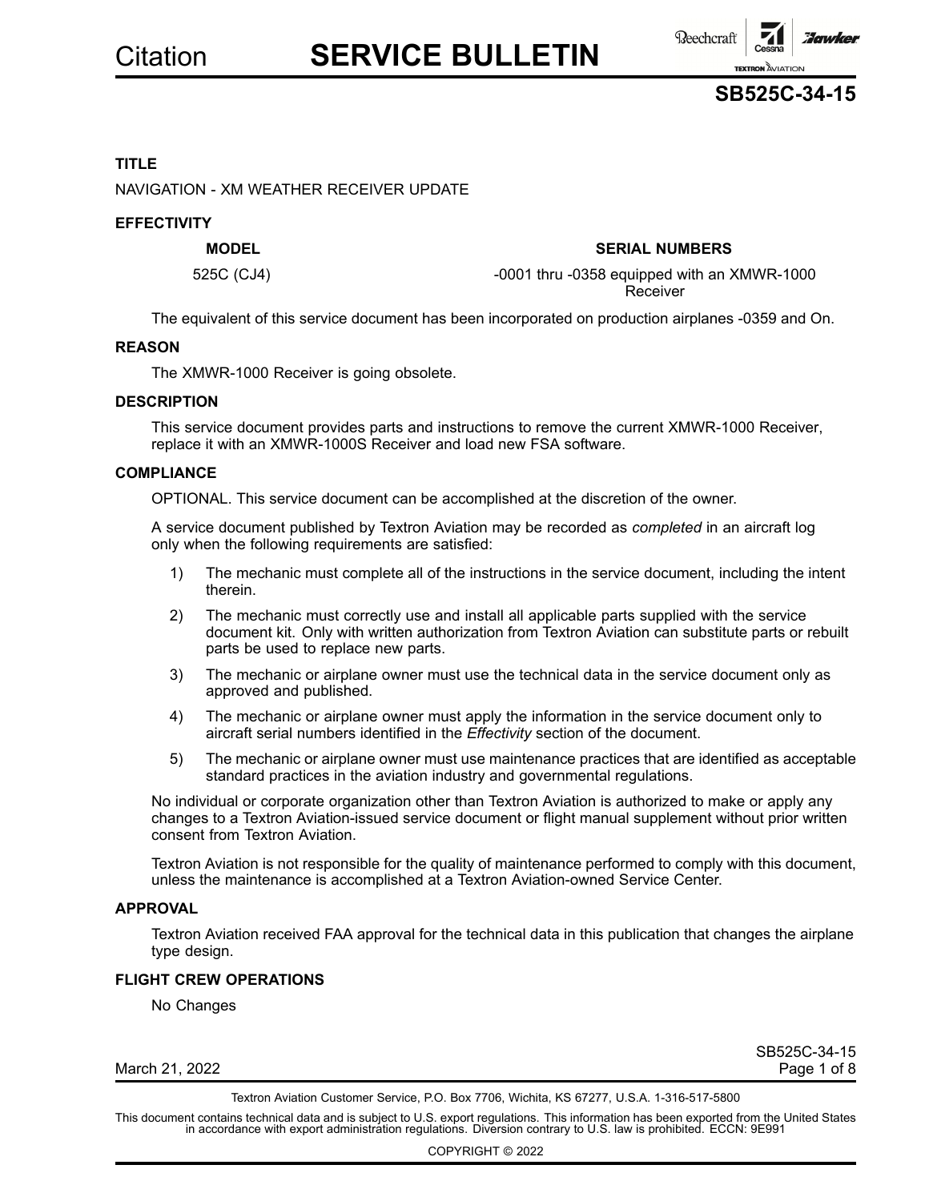# SERVICE BULLETIN

## SB525C-34-15

### TITLE

NAVIGATION - XM WEATHER RECEIVER UPDATE

### EFFECTIVITY

| MODEL | SERIAL NUMBERS |
|---|---|
| 525C (CJ4) | -0001 thru -0358 equipped with an XMWR-1000 Receiver |

The equivalent of this service document has been incorporated on production airplanes -0359 and On.

### REASON

The XMWR-1000 Receiver is going obsolete.

### DESCRIPTION

This service document provides parts and instructions to remove the current XMWR-1000 Receiver, replace it with an XMWR-1000S Receiver and load new FSA software.

### COMPLIANCE

OPTIONAL. This service document can be accomplished at the discretion of the owner.

A service document published by Textron Aviation may be recorded as *completed* in an aircraft log only when the following requirements are satisfied:

1) The mechanic must complete all of the instructions in the service document, including the intent therein.
2) The mechanic must correctly use and install all applicable parts supplied with the service document kit. Only with written authorization from Textron Aviation can substitute parts or rebuilt parts be used to replace new parts.
3) The mechanic or airplane owner must use the technical data in the service document only as approved and published.
4) The mechanic or airplane owner must apply the information in the service document only to aircraft serial numbers identified in the *Effectivity* section of the document.
5) The mechanic or airplane owner must use maintenance practices that are identified as acceptable standard practices in the aviation industry and governmental regulations.

No individual or corporate organization other than Textron Aviation is authorized to make or apply any changes to a Textron Aviation-issued service document or flight manual supplement without prior written consent from Textron Aviation.

Textron Aviation is not responsible for the quality of maintenance performed to comply with this document, unless the maintenance is accomplished at a Textron Aviation-owned Service Center.

### APPROVAL

Textron Aviation received FAA approval for the technical data in this publication that changes the airplane type design.

### FLIGHT CREW OPERATIONS

No Changes

March 21, 2022

Textron Aviation Customer Service, P.O. Box 7706, Wichita, KS 67277, U.S.A. 1-316-517-5800

This document contains technical data and is subject to U.S. export regulations. This information has been exported from the United States in accordance with export administration regulations. Diversion contrary to U.S. law is prohibited. ECCN: 9E991

COPYRIGHT © 2022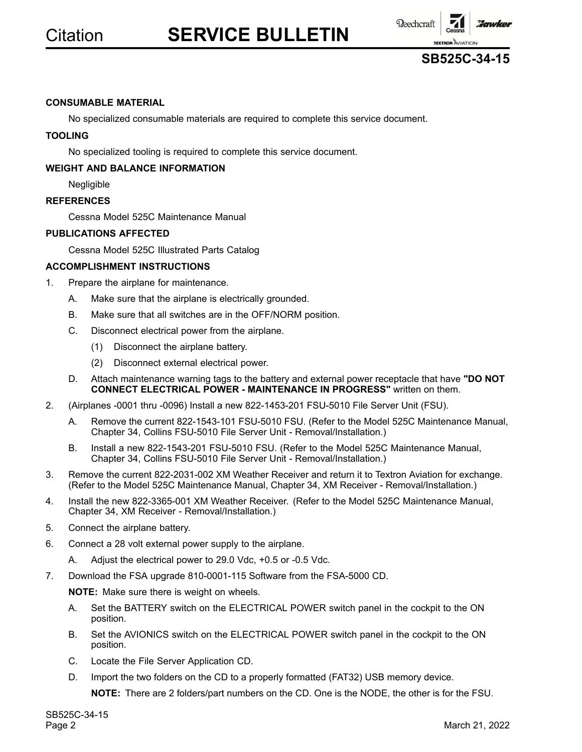**CONSUMABLE MATERIAL**

No specialized consumable materials are required to complete this service document.

**TOOLING**

No specialized tooling is required to complete this service document.

**WEIGHT AND BALANCE INFORMATION**

Negligible

**REFERENCES**

Cessna Model 525C Maintenance Manual

**PUBLICATIONS AFFECTED**

Cessna Model 525C Illustrated Parts Catalog

**ACCOMPLISHMENT INSTRUCTIONS**

1. Prepare the airplane for maintenance.
   - A. Make sure that the airplane is electrically grounded.
   - B. Make sure that all switches are in the OFF/NORM position.
   - C. Disconnect electrical power from the airplane.
     - (1) Disconnect the airplane battery.
     - (2) Disconnect external electrical power.
   - D. Attach maintenance warning tags to the battery and external power receptacle that have **"DO NOT CONNECT ELECTRICAL POWER - MAINTENANCE IN PROGRESS"** written on them.
2. (Airplanes -0001 thru -0096) Install a new 822-1453-201 FSU-5010 File Server Unit (FSU).
   - A. Remove the current 822-1543-101 FSU-5010 FSU. (Refer to the Model 525C Maintenance Manual, Chapter 34, Collins FSU-5010 File Server Unit - Removal/Installation.)
   - B. Install a new 822-1543-201 FSU-5010 FSU. (Refer to the Model 525C Maintenance Manual, Chapter 34, Collins FSU-5010 File Server Unit - Removal/Installation.)
3. Remove the current 822-2031-002 XM Weather Receiver and return it to Textron Aviation for exchange. (Refer to the Model 525C Maintenance Manual, Chapter 34, XM Receiver - Removal/Installation.)
4. Install the new 822-3365-001 XM Weather Receiver. (Refer to the Model 525C Maintenance Manual, Chapter 34, XM Receiver - Removal/Installation.)
5. Connect the airplane battery.
6. Connect a 28 volt external power supply to the airplane.
   - A. Adjust the electrical power to 29.0 Vdc, +0.5 or -0.5 Vdc.
7. Download the FSA upgrade 810-0001-115 Software from the FSA-5000 CD.

   **NOTE:** Make sure there is weight on wheels.

   - A. Set the BATTERY switch on the ELECTRICAL POWER switch panel in the cockpit to the ON position.
   - B. Set the AVIONICS switch on the ELECTRICAL POWER switch panel in the cockpit to the ON position.
   - C. Locate the File Server Application CD.
   - D. Import the two folders on the CD to a properly formatted (FAT32) USB memory device.

     **NOTE:** There are 2 folders/part numbers on the CD. One is the NODE, the other is for the FSU.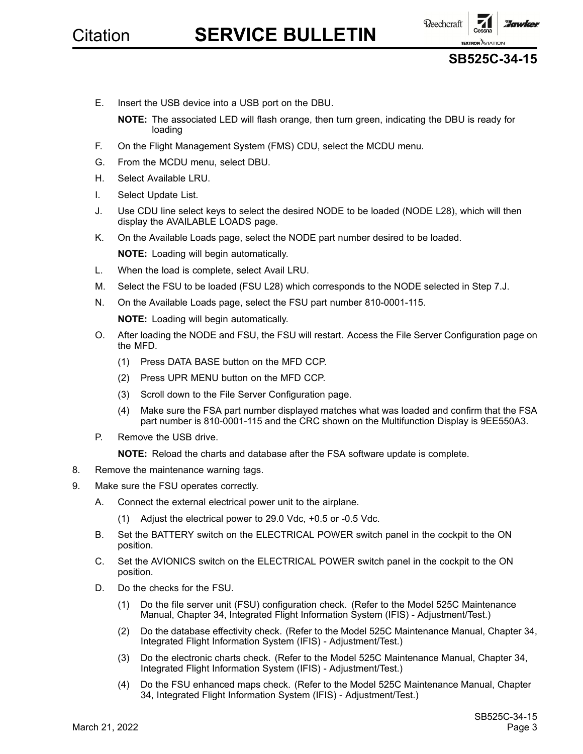E. Insert the USB device into a USB port on the DBU.

   **NOTE:** The associated LED will flash orange, then turn green, indicating the DBU is ready for loading

F. On the Flight Management System (FMS) CDU, select the MCDU menu.

G. From the MCDU menu, select DBU.

H. Select Available LRU.

I. Select Update List.

J. Use CDU line select keys to select the desired NODE to be loaded (NODE L28), which will then display the AVAILABLE LOADS page.

K. On the Available Loads page, select the NODE part number desired to be loaded.

   **NOTE:** Loading will begin automatically.

L. When the load is complete, select Avail LRU.

M. Select the FSU to be loaded (FSU L28) which corresponds to the NODE selected in Step 7.J.

N. On the Available Loads page, select the FSU part number 810-0001-115.

   **NOTE:** Loading will begin automatically.

O. After loading the NODE and FSU, the FSU will restart. Access the File Server Configuration page on the MFD.

   (1) Press DATA BASE button on the MFD CCP.

   (2) Press UPR MENU button on the MFD CCP.

   (3) Scroll down to the File Server Configuration page.

   (4) Make sure the FSA part number displayed matches what was loaded and confirm that the FSA part number is 810-0001-115 and the CRC shown on the Multifunction Display is 9EE550A3.

P. Remove the USB drive.

   **NOTE:** Reload the charts and database after the FSA software update is complete.

8. Remove the maintenance warning tags.

9. Make sure the FSU operates correctly.

   A. Connect the external electrical power unit to the airplane.

      (1) Adjust the electrical power to 29.0 Vdc, +0.5 or -0.5 Vdc.

   B. Set the BATTERY switch on the ELECTRICAL POWER switch panel in the cockpit to the ON position.

   C. Set the AVIONICS switch on the ELECTRICAL POWER switch panel in the cockpit to the ON position.

   D. Do the checks for the FSU.

      (1) Do the file server unit (FSU) configuration check. (Refer to the Model 525C Maintenance Manual, Chapter 34, Integrated Flight Information System (IFIS) - Adjustment/Test.)

      (2) Do the database effectivity check. (Refer to the Model 525C Maintenance Manual, Chapter 34, Integrated Flight Information System (IFIS) - Adjustment/Test.)

      (3) Do the electronic charts check. (Refer to the Model 525C Maintenance Manual, Chapter 34, Integrated Flight Information System (IFIS) - Adjustment/Test.)

      (4) Do the FSU enhanced maps check. (Refer to the Model 525C Maintenance Manual, Chapter 34, Integrated Flight Information System (IFIS) - Adjustment/Test.)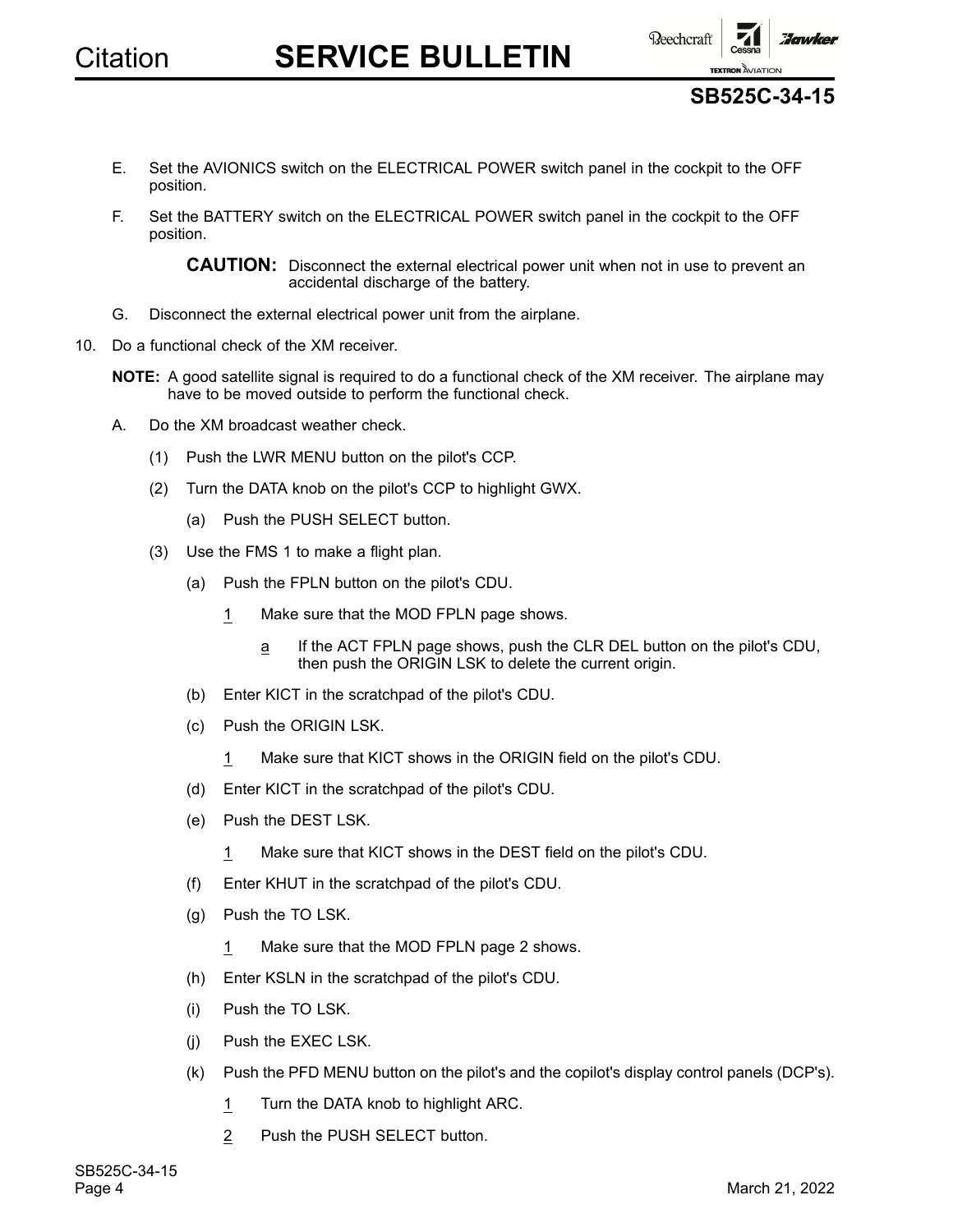E. Set the AVIONICS switch on the ELECTRICAL POWER switch panel in the cockpit to the OFF position.

F. Set the BATTERY switch on the ELECTRICAL POWER switch panel in the cockpit to the OFF position.

**CAUTION:** Disconnect the external electrical power unit when not in use to prevent an accidental discharge of the battery.

G. Disconnect the external electrical power unit from the airplane.

10. Do a functional check of the XM receiver.

**NOTE:** A good satellite signal is required to do a functional check of the XM receiver. The airplane may have to be moved outside to perform the functional check.

A. Do the XM broadcast weather check.

(1) Push the LWR MENU button on the pilot's CCP.

(2) Turn the DATA knob on the pilot's CCP to highlight GWX.

(a) Push the PUSH SELECT button.

(3) Use the FMS 1 to make a flight plan.

(a) Push the FPLN button on the pilot's CDU.

1 Make sure that the MOD FPLN page shows.

a If the ACT FPLN page shows, push the CLR DEL button on the pilot's CDU, then push the ORIGIN LSK to delete the current origin.

(b) Enter KICT in the scratchpad of the pilot's CDU.

(c) Push the ORIGIN LSK.

1 Make sure that KICT shows in the ORIGIN field on the pilot's CDU.

(d) Enter KICT in the scratchpad of the pilot's CDU.

(e) Push the DEST LSK.

1 Make sure that KICT shows in the DEST field on the pilot's CDU.

(f) Enter KHUT in the scratchpad of the pilot's CDU.

(g) Push the TO LSK.

1 Make sure that the MOD FPLN page 2 shows.

(h) Enter KSLN in the scratchpad of the pilot's CDU.

(i) Push the TO LSK.

(j) Push the EXEC LSK.

(k) Push the PFD MENU button on the pilot's and the copilot's display control panels (DCP's).

1 Turn the DATA knob to highlight ARC.

2 Push the PUSH SELECT button.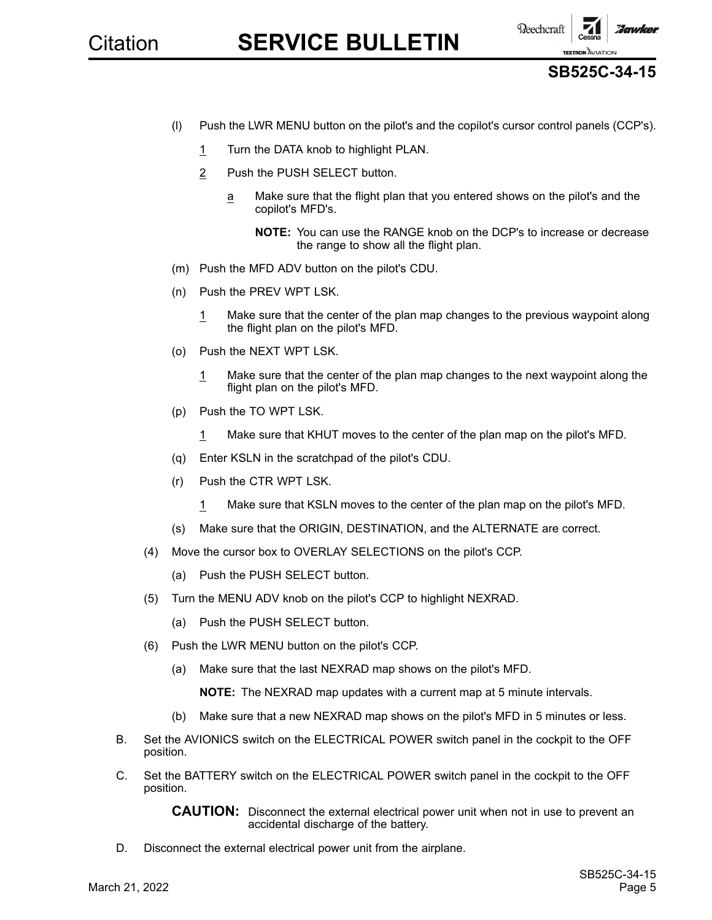(l) Push the LWR MENU button on the pilot's and the copilot's cursor control panels (CCP's).

1 Turn the DATA knob to highlight PLAN.

2 Push the PUSH SELECT button.

a Make sure that the flight plan that you entered shows on the pilot's and the copilot's MFD's.

**NOTE:** You can use the RANGE knob on the DCP's to increase or decrease the range to show all the flight plan.

(m) Push the MFD ADV button on the pilot's CDU.

(n) Push the PREV WPT LSK.

1 Make sure that the center of the plan map changes to the previous waypoint along the flight plan on the pilot's MFD.

(o) Push the NEXT WPT LSK.

1 Make sure that the center of the plan map changes to the next waypoint along the flight plan on the pilot's MFD.

(p) Push the TO WPT LSK.

1 Make sure that KHUT moves to the center of the plan map on the pilot's MFD.

(q) Enter KSLN in the scratchpad of the pilot's CDU.

(r) Push the CTR WPT LSK.

1 Make sure that KSLN moves to the center of the plan map on the pilot's MFD.

(s) Make sure that the ORIGIN, DESTINATION, and the ALTERNATE are correct.

(4) Move the cursor box to OVERLAY SELECTIONS on the pilot's CCP.

(a) Push the PUSH SELECT button.

(5) Turn the MENU ADV knob on the pilot's CCP to highlight NEXRAD.

(a) Push the PUSH SELECT button.

(6) Push the LWR MENU button on the pilot's CCP.

(a) Make sure that the last NEXRAD map shows on the pilot's MFD.

**NOTE:** The NEXRAD map updates with a current map at 5 minute intervals.

(b) Make sure that a new NEXRAD map shows on the pilot's MFD in 5 minutes or less.

B. Set the AVIONICS switch on the ELECTRICAL POWER switch panel in the cockpit to the OFF position.

C. Set the BATTERY switch on the ELECTRICAL POWER switch panel in the cockpit to the OFF position.

**CAUTION:** Disconnect the external electrical power unit when not in use to prevent an accidental discharge of the battery.

D. Disconnect the external electrical power unit from the airplane.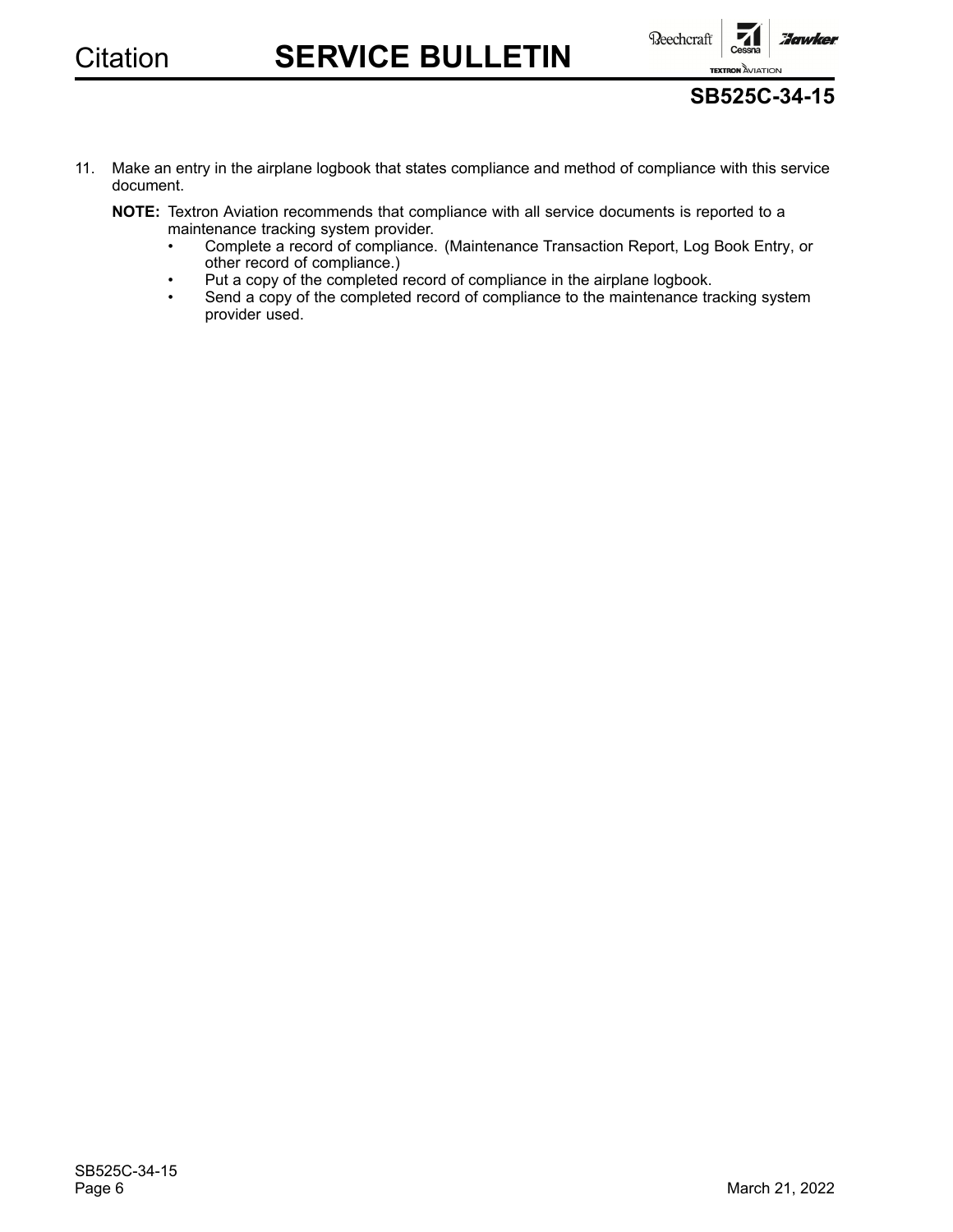11. Make an entry in the airplane logbook that states compliance and method of compliance with this service document.

    **NOTE:** Textron Aviation recommends that compliance with all service documents is reported to a maintenance tracking system provider.

    - Complete a record of compliance. (Maintenance Transaction Report, Log Book Entry, or other record of compliance.)
    - Put a copy of the completed record of compliance in the airplane logbook.
    - Send a copy of the completed record of compliance to the maintenance tracking system provider used.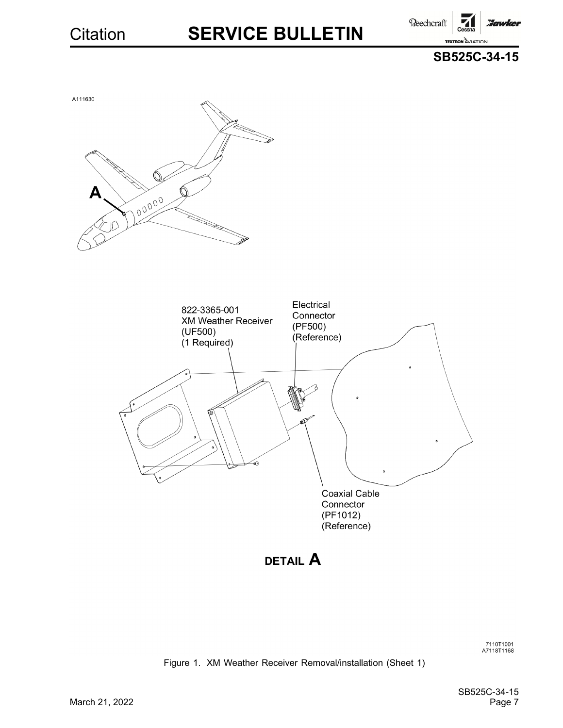A111630

A

822-3365-001
XM Weather Receiver
(UF500)
(1 Required)

Electrical
Connector
(PF500)
(Reference)

Coaxial Cable
Connector
(PF1012)
(Reference)

**DETAIL A**

7110T1001
A7118T1168

Figure 1. XM Weather Receiver Removal/installation (Sheet 1)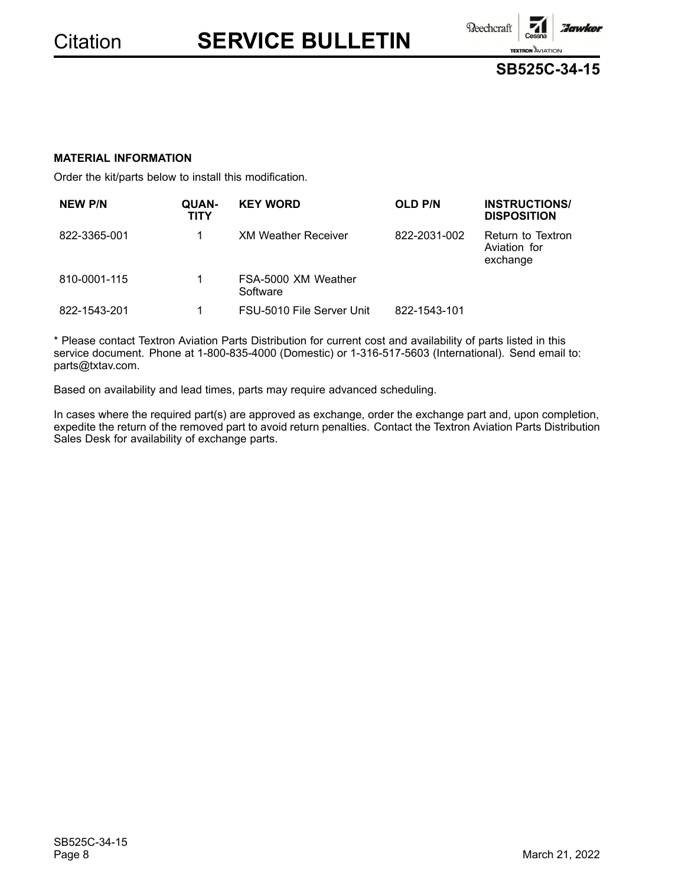**MATERIAL INFORMATION**

Order the kit/parts below to install this modification.

| NEW P/N | QUANTITY | KEY WORD | OLD P/N | INSTRUCTIONS/ DISPOSITION |
|---|---|---|---|---|
| 822-3365-001 | 1 | XM Weather Receiver | 822-2031-002 | Return to Textron Aviation for exchange |
| 810-0001-115 | 1 | FSA-5000 XM Weather Software | | |
| 822-1543-201 | 1 | FSU-5010 File Server Unit | 822-1543-101 | |

* Please contact Textron Aviation Parts Distribution for current cost and availability of parts listed in this service document. Phone at 1-800-835-4000 (Domestic) or 1-316-517-5603 (International). Send email to: parts@txtav.com.

Based on availability and lead times, parts may require advanced scheduling.

In cases where the required part(s) are approved as exchange, order the exchange part and, upon completion, expedite the return of the removed part to avoid return penalties. Contact the Textron Aviation Parts Distribution Sales Desk for availability of exchange parts.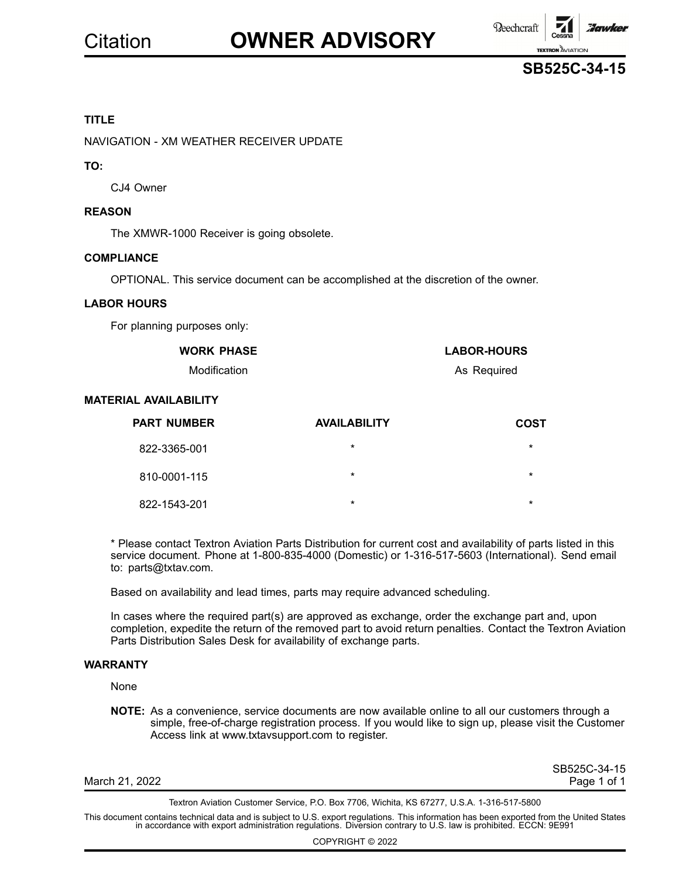# Citation OWNER ADVISORY

## SB525C-34-15

**TITLE**

NAVIGATION - XM WEATHER RECEIVER UPDATE

**TO:**

CJ4 Owner

**REASON**

The XMWR-1000 Receiver is going obsolete.

**COMPLIANCE**

OPTIONAL. This service document can be accomplished at the discretion of the owner.

**LABOR HOURS**

For planning purposes only:

| WORK PHASE | LABOR-HOURS |
|---|---|
| Modification | As Required |

**MATERIAL AVAILABILITY**

| PART NUMBER | AVAILABILITY | COST |
|---|---|---|
| 822-3365-001 | * | * |
| 810-0001-115 | * | * |
| 822-1543-201 | * | * |

* Please contact Textron Aviation Parts Distribution for current cost and availability of parts listed in this service document. Phone at 1-800-835-4000 (Domestic) or 1-316-517-5603 (International). Send email to: parts@txtav.com.

Based on availability and lead times, parts may require advanced scheduling.

In cases where the required part(s) are approved as exchange, order the exchange part and, upon completion, expedite the return of the removed part to avoid return penalties. Contact the Textron Aviation Parts Distribution Sales Desk for availability of exchange parts.

**WARRANTY**

None

**NOTE:** As a convenience, service documents are now available online to all our customers through a simple, free-of-charge registration process. If you would like to sign up, please visit the Customer Access link at www.txtavsupport.com to register.

March 21, 2022

Textron Aviation Customer Service, P.O. Box 7706, Wichita, KS 67277, U.S.A. 1-316-517-5800

This document contains technical data and is subject to U.S. export regulations. This information has been exported from the United States in accordance with export administration regulations. Diversion contrary to U.S. law is prohibited. ECCN: 9E991

COPYRIGHT © 2022